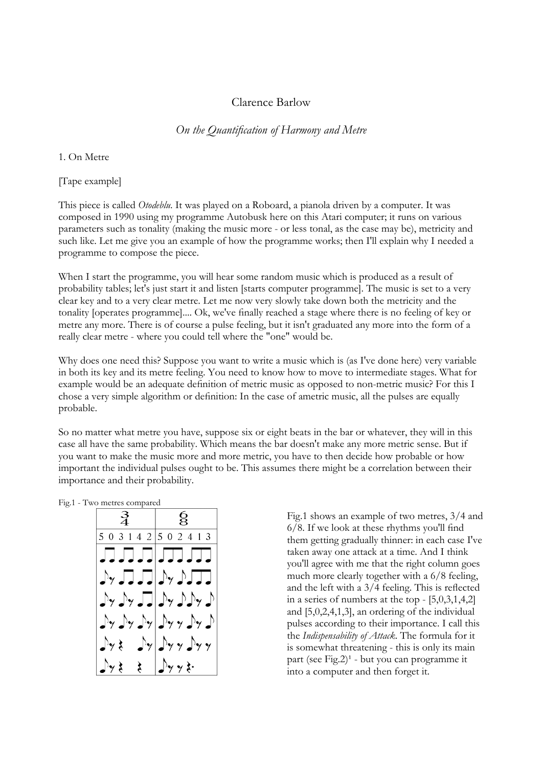Clarence Barlow

*On the Quantification of Harmony and Metre*

## 1. On Metre

[Tape example]

This piece is called *Otodeblu*. It was played on a Roboard, a pianola driven by a computer. It was composed in 1990 using my programme Autobusk here on this Atari computer; it runs on various parameters such as tonality (making the music more - or less tonal, as the case may be), metricity and such like. Let me give you an example of how the programme works; then I'll explain why I needed a programme to compose the piece.

When I start the programme, you will hear some random music which is produced as a result of probability tables; let's just start it and listen [starts computer programme]. The music is set to a very clear key and to a very clear metre. Let me now very slowly take down both the metricity and the tonality [operates programme].... Ok, we've finally reached a stage where there is no feeling of key or metre any more. There is of course a pulse feeling, but it isn't graduated any more into the form of a really clear metre - where you could tell where the "one" would be.

Why does one need this? Suppose you want to write a music which is (as I've done here) very variable in both its key and its metre feeling. You need to know how to move to intermediate stages. What for example would be an adequate definition of metric music as opposed to non-metric music? For this I chose a very simple algorithm or definition: In the case of ametric music, all the pulses are equally probable.

So no matter what metre you have, suppose six or eight beats in the bar or whatever, they will in this case all have the same probability. Which means the bar doesn't make any more metric sense. But if you want to make the music more and more metric, you have to then decide how probable or how important the individual pulses ought to be. This assumes there might be a correlation between their importance and their probability.

Fig.1 - Two metres compared

| 3/4 | 6/8 |
|---|---|
| 5 0 3 1 4 2 | 5 0 2 4 1 3 |

Fig.1 shows an example of two metres, 3/4 and 6/8. If we look at these rhythms you'll find them getting gradually thinner: in each case I've taken away one attack at a time. And I think you'll agree with me that the right column goes much more clearly together with a 6/8 feeling, and the left with a 3/4 feeling. This is reflected in a series of numbers at the top - [5,0,3,1,4,2] and [5,0,2,4,1,3], an ordering of the individual pulses according to their importance. I call this the *Indispensability of Attack*. The formula for it is somewhat threatening - this is only its main part (see Fig.2)[1] - but you can programme it into a computer and then forget it.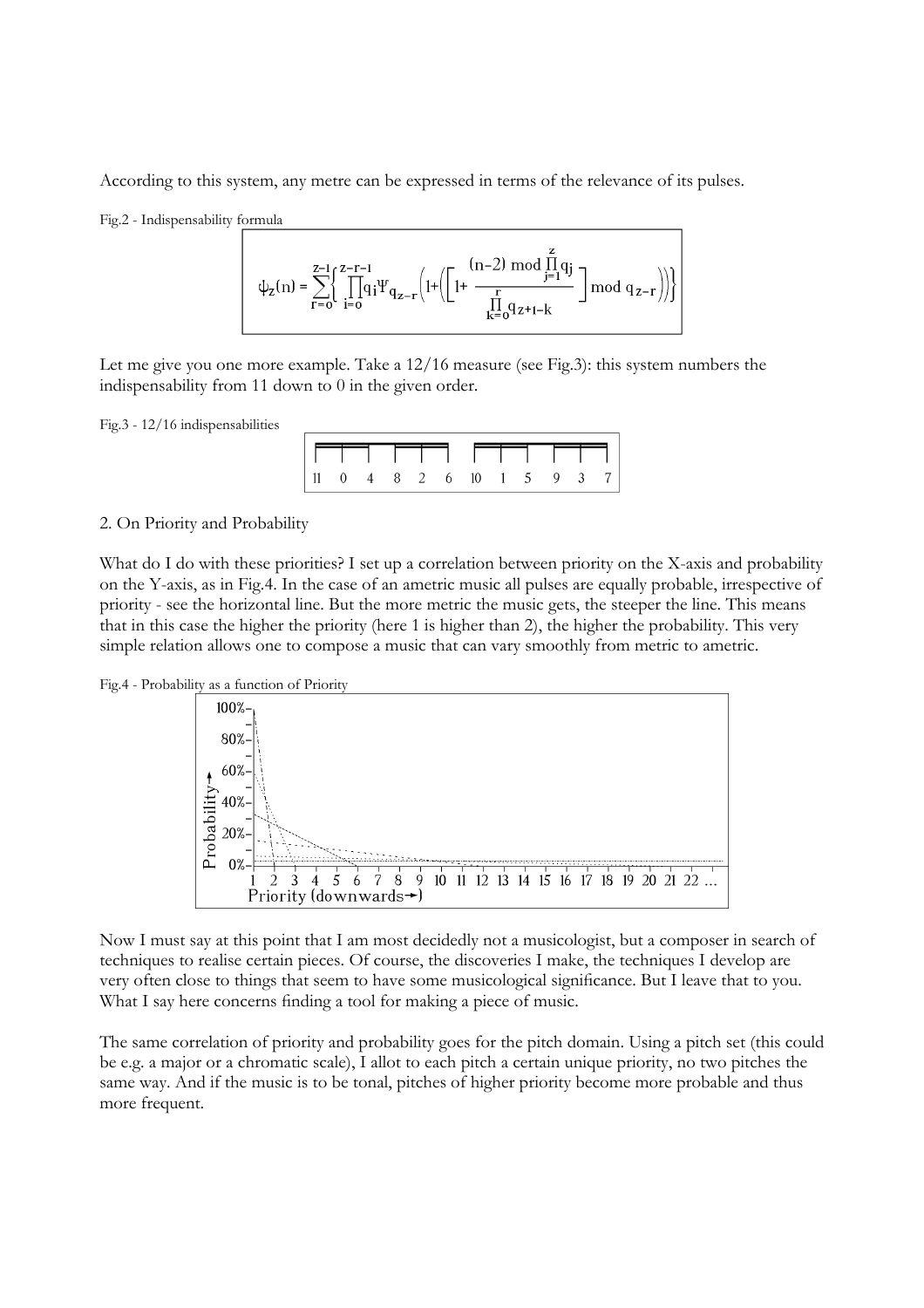According to this system, any metre can be expressed in terms of the relevance of its pulses.

Fig.2 - Indispensability formula

$$\psi_z(n) = \sum_{r=0}^{z-1}\left\{\prod_{i=0}^{z-r-1} q_i \Psi_{q_{z-r}}\left(1+\left(\left[1+\frac{(n-2) \bmod \prod_{j=1}^{z} q_j}{\prod_{k=0}^{r} q_{z+1-k}}\right] \bmod q_{z-r}\right)\right)\right\}$$

Let me give you one more example. Take a 12/16 measure (see Fig.3): this system numbers the indispensability from 11 down to 0 in the given order.

Fig.3 - 12/16 indispensabilities

| 11 | 0 | 4 | 8 | 2 | 6 | 10 | 1 | 5 | 9 | 3 | 7 |
|---|---|---|---|---|---|---|---|---|---|---|---|

2. On Priority and Probability

What do I do with these priorities? I set up a correlation between priority on the X-axis and probability on the Y-axis, as in Fig.4. In the case of an ametric music all pulses are equally probable, irrespective of priority - see the horizontal line. But the more metric the music gets, the steeper the line. This means that in this case the higher the priority (here 1 is higher than 2), the higher the probability. This very simple relation allows one to compose a music that can vary smoothly from metric to ametric.

Fig.4 - Probability as a function of Priority

Now I must say at this point that I am most decidedly not a musicologist, but a composer in search of techniques to realise certain pieces. Of course, the discoveries I make, the techniques I develop are very often close to things that seem to have some musicological significance. But I leave that to you. What I say here concerns finding a tool for making a piece of music.

The same correlation of priority and probability goes for the pitch domain. Using a pitch set (this could be e.g. a major or a chromatic scale), I allot to each pitch a certain unique priority, no two pitches the same way. And if the music is to be tonal, pitches of higher priority become more probable and thus more frequent.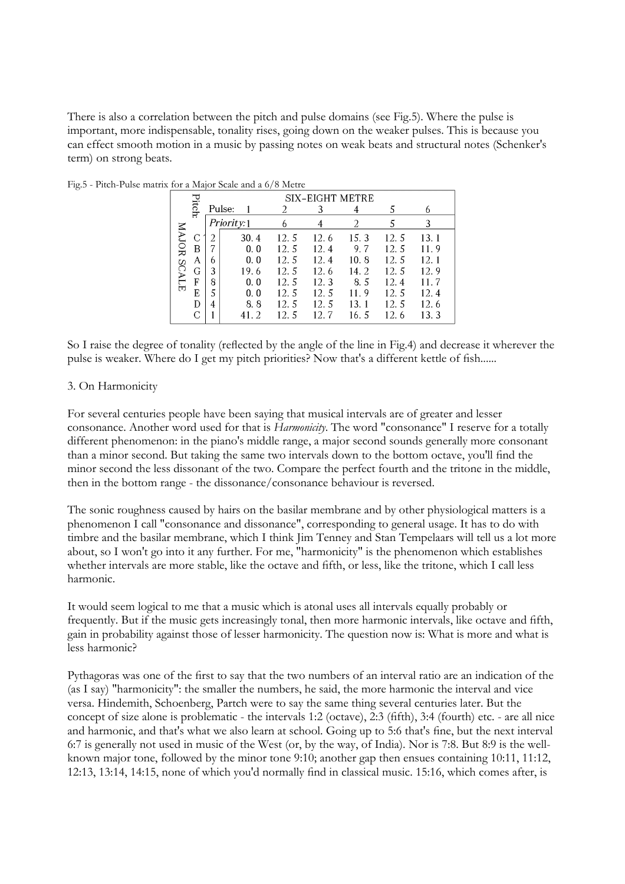There is also a correlation between the pitch and pulse domains (see Fig.5). Where the pulse is important, more indispensable, tonality rises, going down on the weaker pulses. This is because you can effect smooth motion in a music by passing notes on weak beats and structural notes (Schenker's term) on strong beats.

Fig.5 - Pitch-Pulse matrix for a Major Scale and a 6/8 Metre

| Pitch | | SIX-EIGHT METRE | | | | | |
|---|---|---|---|---|---|---|---|
| | Pulse: | 1 | 2 | 3 | 4 | 5 | 6 |
| | Priority: | 1 | 6 | 4 | 2 | 5 | 3 |
| MAJOR SCALE C | 2 | 30.4 | 12.5 | 12.6 | 15.3 | 12.5 | 13.1 |
| B | 7 | 0.0 | 12.5 | 12.4 | 9.7 | 12.5 | 11.9 |
| A | 6 | 0.0 | 12.5 | 12.4 | 10.8 | 12.5 | 12.1 |
| G | 3 | 19.6 | 12.5 | 12.6 | 14.2 | 12.5 | 12.9 |
| F | 8 | 0.0 | 12.5 | 12.3 | 8.5 | 12.4 | 11.7 |
| E | 5 | 0.0 | 12.5 | 12.5 | 11.9 | 12.5 | 12.4 |
| D | 4 | 8.8 | 12.5 | 12.5 | 13.1 | 12.5 | 12.6 |
| C | 1 | 41.2 | 12.5 | 12.7 | 16.5 | 12.6 | 13.3 |

So I raise the degree of tonality (reflected by the angle of the line in Fig.4) and decrease it wherever the pulse is weaker. Where do I get my pitch priorities? Now that's a different kettle of fish......

3. On Harmonicity

For several centuries people have been saying that musical intervals are of greater and lesser consonance. Another word used for that is *Harmonicity*. The word "consonance" I reserve for a totally different phenomenon: in the piano's middle range, a major second sounds generally more consonant than a minor second. But taking the same two intervals down to the bottom octave, you'll find the minor second the less dissonant of the two. Compare the perfect fourth and the tritone in the middle, then in the bottom range - the dissonance/consonance behaviour is reversed.

The sonic roughness caused by hairs on the basilar membrane and by other physiological matters is a phenomenon I call "consonance and dissonance", corresponding to general usage. It has to do with timbre and the basilar membrane, which I think Jim Tenney and Stan Tempelaars will tell us a lot more about, so I won't go into it any further. For me, "harmonicity" is the phenomenon which establishes whether intervals are more stable, like the octave and fifth, or less, like the tritone, which I call less harmonic.

It would seem logical to me that a music which is atonal uses all intervals equally probably or frequently. But if the music gets increasingly tonal, then more harmonic intervals, like octave and fifth, gain in probability against those of lesser harmonicity. The question now is: What is more and what is less harmonic?

Pythagoras was one of the first to say that the two numbers of an interval ratio are an indication of the (as I say) "harmonicity": the smaller the numbers, he said, the more harmonic the interval and vice versa. Hindemith, Schoenberg, Partch were to say the same thing several centuries later. But the concept of size alone is problematic - the intervals 1:2 (octave), 2:3 (fifth), 3:4 (fourth) etc. - are all nice and harmonic, and that's what we also learn at school. Going up to 5:6 that's fine, but the next interval 6:7 is generally not used in music of the West (or, by the way, of India). Nor is 7:8. But 8:9 is the well-known major tone, followed by the minor tone 9:10; another gap then ensues containing 10:11, 11:12, 12:13, 13:14, 14:15, none of which you'd normally find in classical music. 15:16, which comes after, is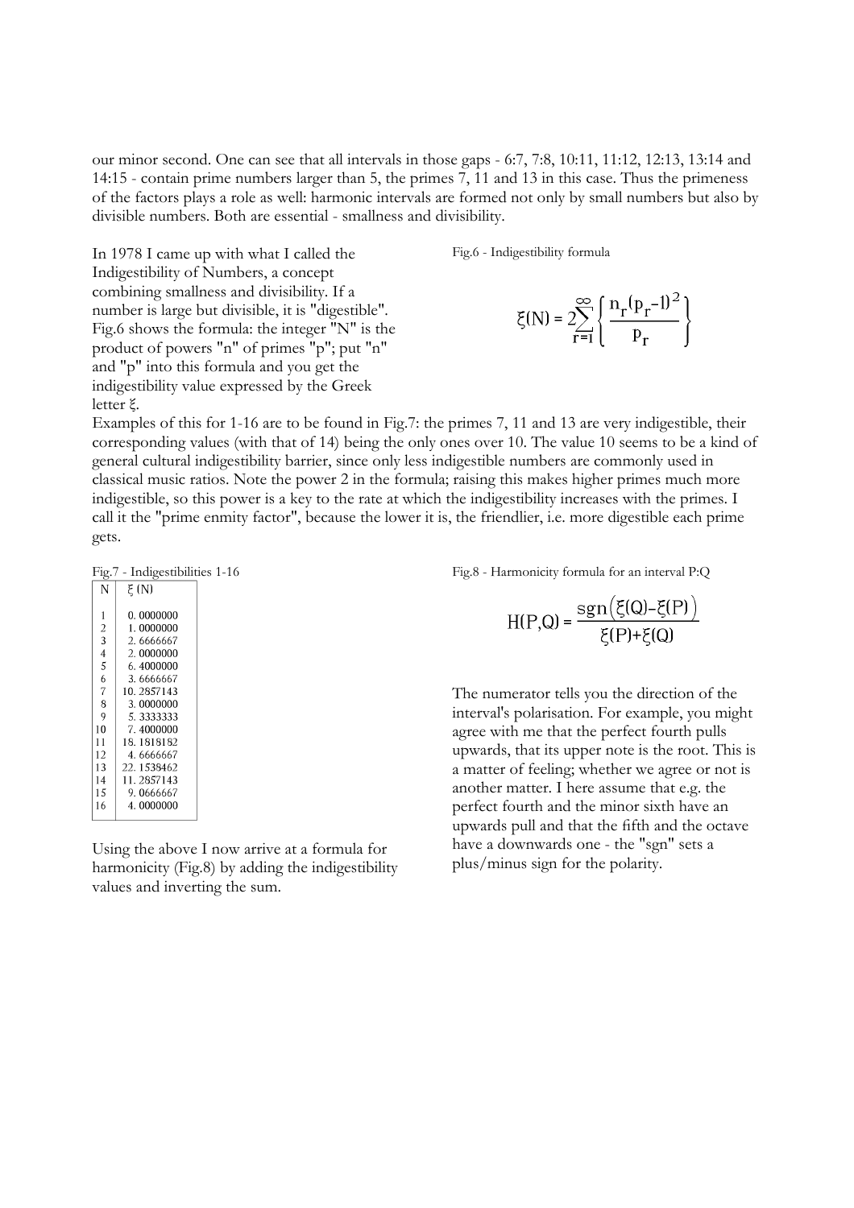our minor second. One can see that all intervals in those gaps - 6:7, 7:8, 10:11, 11:12, 12:13, 13:14 and 14:15 - contain prime numbers larger than 5, the primes 7, 11 and 13 in this case. Thus the primeness of the factors plays a role as well: harmonic intervals are formed not only by small numbers but also by divisible numbers. Both are essential - smallness and divisibility.

In 1978 I came up with what I called the Indigestibility of Numbers, a concept combining smallness and divisibility. If a number is large but divisible, it is "digestible". Fig.6 shows the formula: the integer "N" is the product of powers "n" of primes "p"; put "n" and "p" into this formula and you get the indigestibility value expressed by the Greek letter ξ.

Fig.6 - Indigestibility formula

$$\xi(N) = 2\sum_{r=1}^{\infty}\left\{\frac{n_r(p_r-1)^2}{p_r}\right\}$$

Examples of this for 1-16 are to be found in Fig.7: the primes 7, 11 and 13 are very indigestible, their corresponding values (with that of 14) being the only ones over 10. The value 10 seems to be a kind of general cultural indigestibility barrier, since only less indigestible numbers are commonly used in classical music ratios. Note the power 2 in the formula; raising this makes higher primes much more indigestible, so this power is a key to the rate at which the indigestibility increases with the primes. I call it the "prime enmity factor", because the lower it is, the friendlier, i.e. more digestible each prime gets.

Fig.7 - Indigestibilities 1-16

| N | ξ (N) |
|---|---|
| 1 | 0.0000000 |
| 2 | 1.0000000 |
| 3 | 2.6666667 |
| 4 | 2.0000000 |
| 5 | 6.4000000 |
| 6 | 3.6666667 |
| 7 | 10.2857143 |
| 8 | 3.0000000 |
| 9 | 5.3333333 |
| 10 | 7.4000000 |
| 11 | 18.1818182 |
| 12 | 4.6666667 |
| 13 | 22.1538462 |
| 14 | 11.2857143 |
| 15 | 9.0666667 |
| 16 | 4.0000000 |

Using the above I now arrive at a formula for harmonicity (Fig.8) by adding the indigestibility values and inverting the sum.

Fig.8 - Harmonicity formula for an interval P:Q

$$H(P,Q) = \frac{\operatorname{sgn}\left(\xi(Q)-\xi(P)\right)}{\xi(P)+\xi(Q)}$$

The numerator tells you the direction of the interval's polarisation. For example, you might agree with me that the perfect fourth pulls upwards, that its upper note is the root. This is a matter of feeling; whether we agree or not is another matter. I here assume that e.g. the perfect fourth and the minor sixth have an upwards pull and that the fifth and the octave have a downwards one - the "sgn" sets a plus/minus sign for the polarity.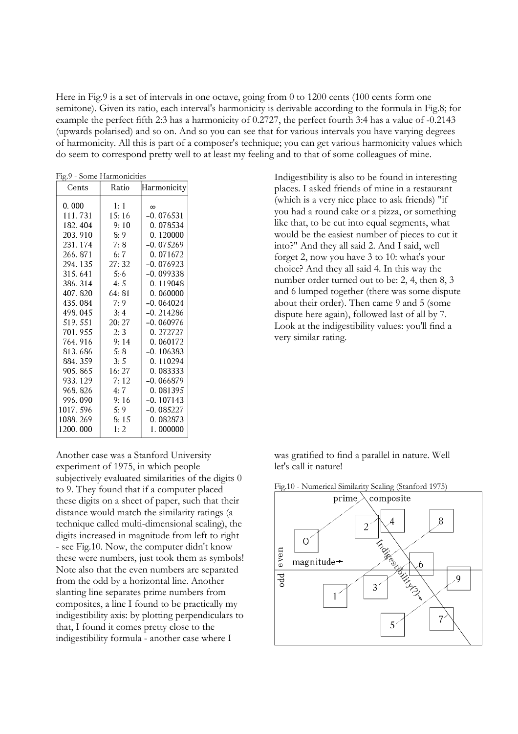Here in Fig.9 is a set of intervals in one octave, going from 0 to 1200 cents (100 cents form one semitone). Given its ratio, each interval's harmonicity is derivable according to the formula in Fig.8; for example the perfect fifth 2:3 has a harmonicity of 0.2727, the perfect fourth 3:4 has a value of -0.2143 (upwards polarised) and so on. And so you can see that for various intervals you have varying degrees of harmonicity. All this is part of a composer's technique; you can get various harmonicity values which do seem to correspond pretty well to at least my feeling and to that of some colleagues of mine.

Fig.9 - Some Harmonicities

| Cents | Ratio | Harmonicity |
|---|---|---|
| 0.000 | 1:1 | ∞ |
| 111.731 | 15:16 | -0.076531 |
| 182.404 | 9:10 | 0.078534 |
| 203.910 | 8:9 | 0.120000 |
| 231.174 | 7:8 | -0.075269 |
| 266.871 | 6:7 | 0.071672 |
| 294.135 | 27:32 | -0.076923 |
| 315.641 | 5:6 | -0.099338 |
| 386.314 | 4:5 | 0.119048 |
| 407.820 | 64:81 | 0.060000 |
| 435.084 | 7:9 | -0.064024 |
| 498.045 | 3:4 | -0.214286 |
| 519.551 | 20:27 | -0.060976 |
| 701.955 | 2:3 | 0.272727 |
| 764.916 | 9:14 | 0.060172 |
| 813.686 | 5:8 | -0.106383 |
| 884.359 | 3:5 | 0.110294 |
| 905.865 | 16:27 | 0.083333 |
| 933.129 | 7:12 | -0.066879 |
| 968.826 | 4:7 | 0.081395 |
| 996.090 | 9:16 | -0.107143 |
| 1017.596 | 5:9 | -0.085227 |
| 1088.269 | 8:15 | 0.082873 |
| 1200.000 | 1:2 | 1.000000 |

Indigestibility is also to be found in interesting places. I asked friends of mine in a restaurant (which is a very nice place to ask friends) "if you had a round cake or a pizza, or something like that, to be cut into equal segments, what would be the easiest number of pieces to cut it into?" And they all said 2. And I said, well forget 2, now you have 3 to 10: what's your choice? And they all said 4. In this way the number order turned out to be: 2, 4, then 8, 3 and 6 lumped together (there was some dispute about their order). Then came 9 and 5 (some dispute here again), followed last of all by 7. Look at the indigestibility values: you'll find a very similar rating.

Another case was a Stanford University experiment of 1975, in which people subjectively evaluated similarities of the digits 0 to 9. They found that if a computer placed these digits on a sheet of paper, such that their distance would match the similarity ratings (a technique called multi-dimensional scaling), the digits increased in magnitude from left to right - see Fig.10. Now, the computer didn't know these were numbers, just took them as symbols! Note also that the even numbers are separated from the odd by a horizontal line. Another slanting line separates prime numbers from composites, a line I found to be practically my indigestibility axis: by plotting perpendiculars to that, I found it comes pretty close to the indigestibility formula - another case where I was gratified to find a parallel in nature. Well let's call it nature!

Fig.10 - Numerical Similarity Scaling (Stanford 1975)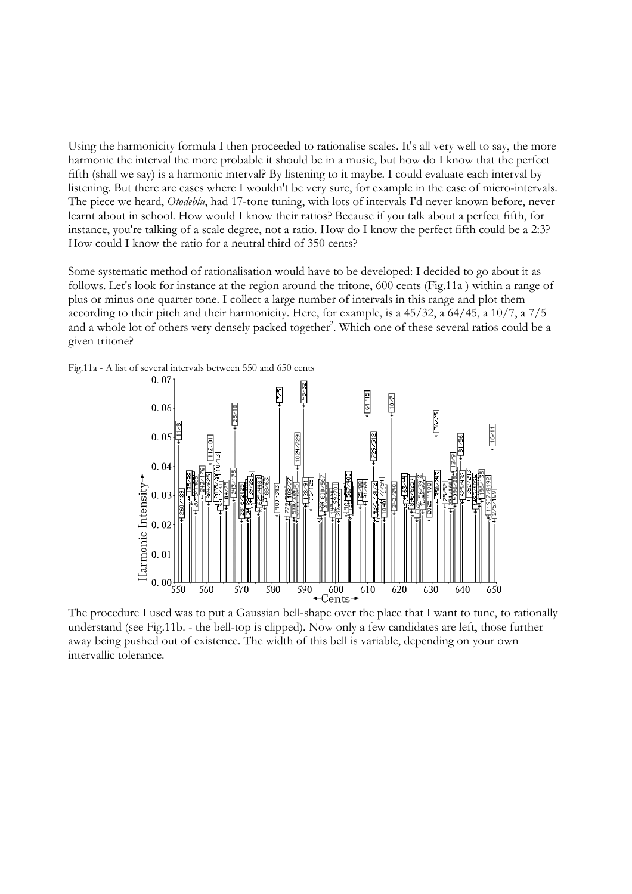Using the harmonicity formula I then proceeded to rationalise scales. It's all very well to say, the more harmonic the interval the more probable it should be in a music, but how do I know that the perfect fifth (shall we say) is a harmonic interval? By listening to it maybe. I could evaluate each interval by listening. But there are cases where I wouldn't be very sure, for example in the case of micro-intervals. The piece we heard, *Otodeblu*, had 17-tone tuning, with lots of intervals I'd never known before, never learnt about in school. How would I know their ratios? Because if you talk about a perfect fifth, for instance, you're talking of a scale degree, not a ratio. How do I know the perfect fifth could be a 2:3? How could I know the ratio for a neutral third of 350 cents?

Some systematic method of rationalisation would have to be developed: I decided to go about it as follows. Let's look for instance at the region around the tritone, 600 cents (Fig.11a ) within a range of plus or minus one quarter tone. I collect a large number of intervals in this range and plot them according to their pitch and their harmonicity. Here, for example, is a 45/32, a 64/45, a 10/7, a 7/5 and a whole lot of others very densely packed together[2]. Which one of these several ratios could be a given tritone?

Fig.11a - A list of several intervals between 550 and 650 cents

The procedure I used was to put a Gaussian bell-shape over the place that I want to tune, to rationally understand (see Fig.11b. - the bell-top is clipped). Now only a few candidates are left, those further away being pushed out of existence. The width of this bell is variable, depending on your own intervallic tolerance.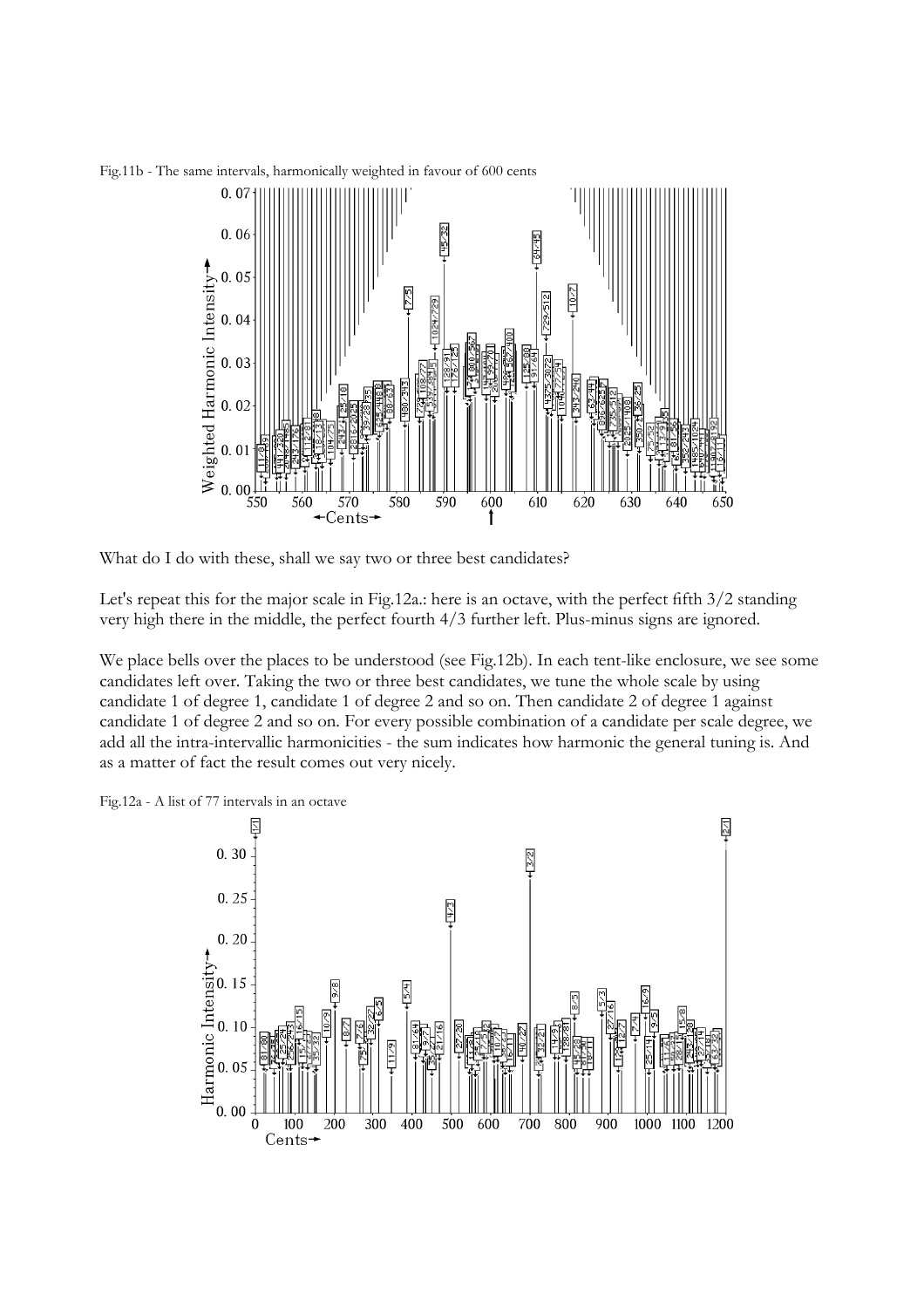Fig.11b - The same intervals, harmonically weighted in favour of 600 cents

What do I do with these, shall we say two or three best candidates?

Let's repeat this for the major scale in Fig.12a.: here is an octave, with the perfect fifth 3/2 standing very high there in the middle, the perfect fourth 4/3 further left. Plus-minus signs are ignored.

We place bells over the places to be understood (see Fig.12b). In each tent-like enclosure, we see some candidates left over. Taking the two or three best candidates, we tune the whole scale by using candidate 1 of degree 1, candidate 1 of degree 2 and so on. Then candidate 2 of degree 1 against candidate 1 of degree 2 and so on. For every possible combination of a candidate per scale degree, we add all the intra-intervallic harmonicities - the sum indicates how harmonic the general tuning is. And as a matter of fact the result comes out very nicely.

Fig.12a - A list of 77 intervals in an octave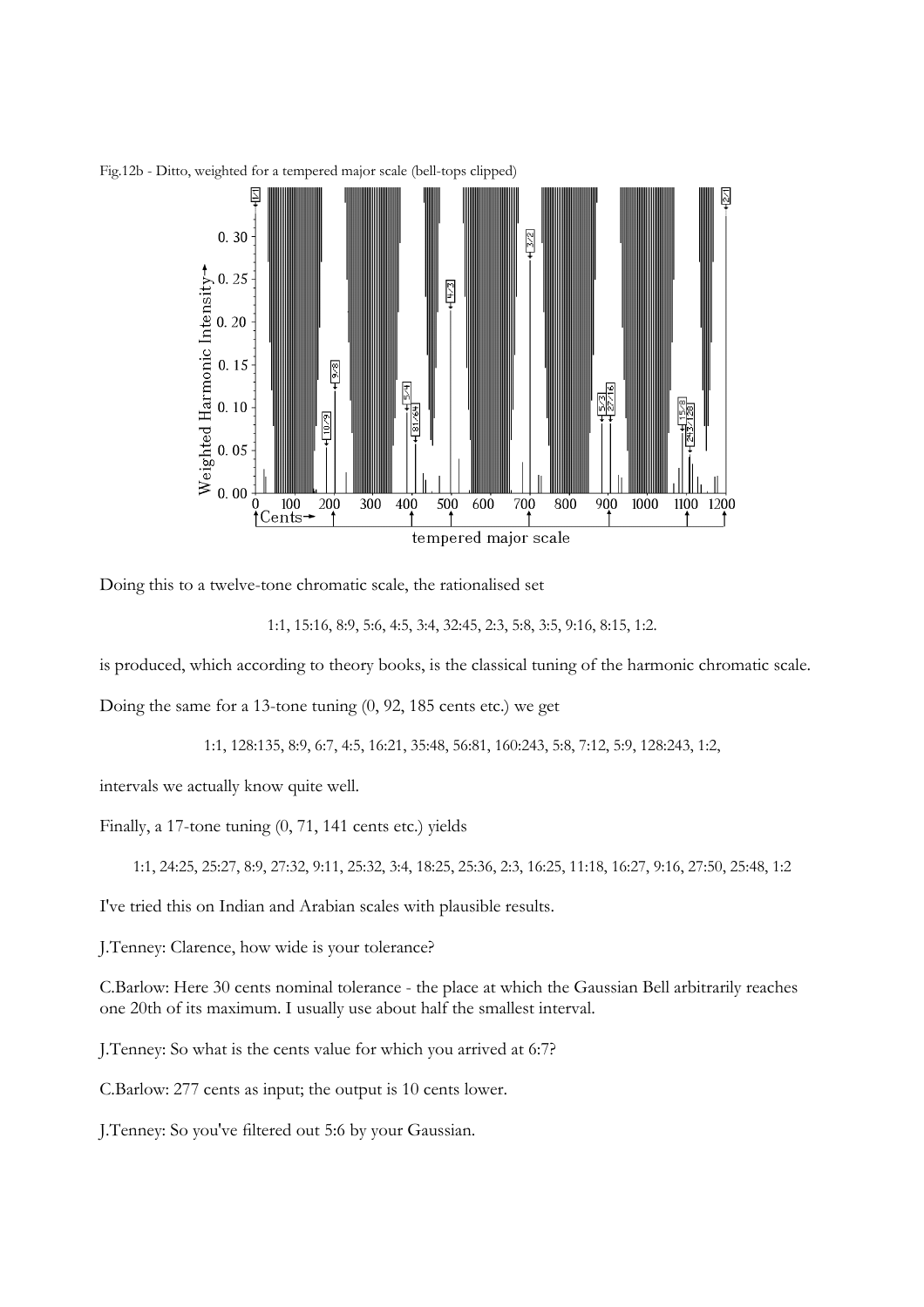Fig.12b - Ditto, weighted for a tempered major scale (bell-tops clipped)

Doing this to a twelve-tone chromatic scale, the rationalised set

1:1, 15:16, 8:9, 5:6, 4:5, 3:4, 32:45, 2:3, 5:8, 3:5, 9:16, 8:15, 1:2.

is produced, which according to theory books, is the classical tuning of the harmonic chromatic scale.

Doing the same for a 13-tone tuning (0, 92, 185 cents etc.) we get

1:1, 128:135, 8:9, 6:7, 4:5, 16:21, 35:48, 56:81, 160:243, 5:8, 7:12, 5:9, 128:243, 1:2,

intervals we actually know quite well.

Finally, a 17-tone tuning (0, 71, 141 cents etc.) yields

1:1, 24:25, 25:27, 8:9, 27:32, 9:11, 25:32, 3:4, 18:25, 25:36, 2:3, 16:25, 11:18, 16:27, 9:16, 27:50, 25:48, 1:2

I've tried this on Indian and Arabian scales with plausible results.

J.Tenney: Clarence, how wide is your tolerance?

C.Barlow: Here 30 cents nominal tolerance - the place at which the Gaussian Bell arbitrarily reaches one 20th of its maximum. I usually use about half the smallest interval.

J.Tenney: So what is the cents value for which you arrived at 6:7?

C.Barlow: 277 cents as input; the output is 10 cents lower.

J.Tenney: So you've filtered out 5:6 by your Gaussian.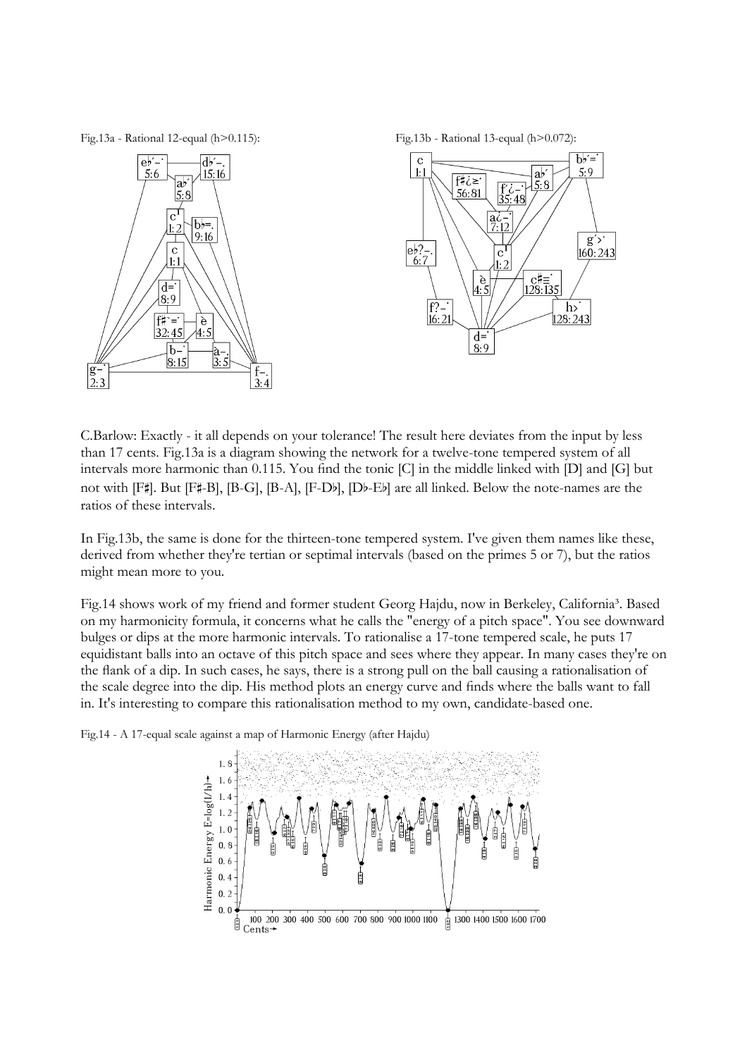Fig.13a - Rational 12-equal (h>0.115):

Fig.13b - Rational 13-equal (h>0.072):

C.Barlow: Exactly - it all depends on your tolerance! The result here deviates from the input by less than 17 cents. Fig.13a is a diagram showing the network for a twelve-tone tempered system of all intervals more harmonic than 0.115. You find the tonic [C] in the middle linked with [D] and [G] but not with [F♯]. But [F♯-B], [B-G], [B-A], [F-D♭], [D♭-E♭] are all linked. Below the note-names are the ratios of these intervals.

In Fig.13b, the same is done for the thirteen-tone tempered system. I've given them names like these, derived from whether they're tertian or septimal intervals (based on the primes 5 or 7), but the ratios might mean more to you.

Fig.14 shows work of my friend and former student Georg Hajdu, now in Berkeley, California[3]. Based on my harmonicity formula, it concerns what he calls the "energy of a pitch space". You see downward bulges or dips at the more harmonic intervals. To rationalise a 17-tone tempered scale, he puts 17 equidistant balls into an octave of this pitch space and sees where they appear. In many cases they're on the flank of a dip. In such cases, he says, there is a strong pull on the ball causing a rationalisation of the scale degree into the dip. His method plots an energy curve and finds where the balls want to fall in. It's interesting to compare this rationalisation method to my own, candidate-based one.

Fig.14 - A 17-equal scale against a map of Harmonic Energy (after Hajdu)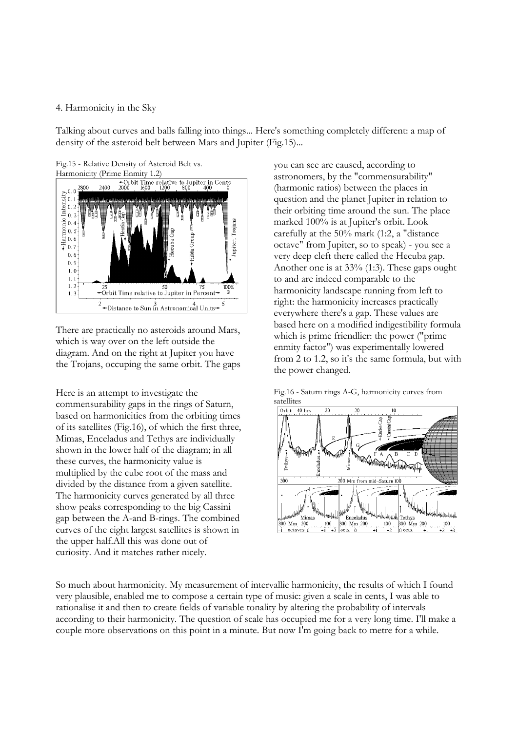## 4. Harmonicity in the Sky

Talking about curves and balls falling into things... Here's something completely different: a map of density of the asteroid belt between Mars and Jupiter (Fig.15)...

Fig.15 - Relative Density of Asteroid Belt vs. Harmonicity (Prime Enmity 1.2)

There are practically no asteroids around Mars, which is way over on the left outside the diagram. And on the right at Jupiter you have the Trojans, occuping the same orbit. The gaps you can see are caused, according to astronomers, by the "commensurability" (harmonic ratios) between the places in question and the planet Jupiter in relation to their orbiting time around the sun. The place marked 100% is at Jupiter's orbit. Look carefully at the 50% mark (1:2, a "distance octave" from Jupiter, so to speak) - you see a very deep cleft there called the Hecuba gap. Another one is at 33% (1:3). These gaps ought to and are indeed comparable to the harmonicity landscape running from left to right: the harmonicity increases practically everywhere there's a gap. These values are based here on a modified indigestibility formula which is prime friendlier: the power ("prime enmity factor") was experimentally lowered from 2 to 1.2, so it's the same formula, but with the power changed.

Here is an attempt to investigate the commensurability gaps in the rings of Saturn, based on harmonicities from the orbiting times of its satellites (Fig.16), of which the first three, Mimas, Enceladus and Tethys are individually shown in the lower half of the diagram; in all these curves, the harmonicity value is multiplied by the cube root of the mass and divided by the distance from a given satellite. The harmonicity curves generated by all three show peaks corresponding to the big Cassini gap between the A-and B-rings. The combined curves of the eight largest satellites is shown in the upper half.All this was done out of curiosity. And it matches rather nicely.

Fig.16 - Saturn rings A-G, harmonicity curves from satellites

So much about harmonicity. My measurement of intervallic harmonicity, the results of which I found very plausible, enabled me to compose a certain type of music: given a scale in cents, I was able to rationalise it and then to create fields of variable tonality by altering the probability of intervals according to their harmonicity. The question of scale has occupied me for a very long time. I'll make a couple more observations on this point in a minute. But now I'm going back to metre for a while.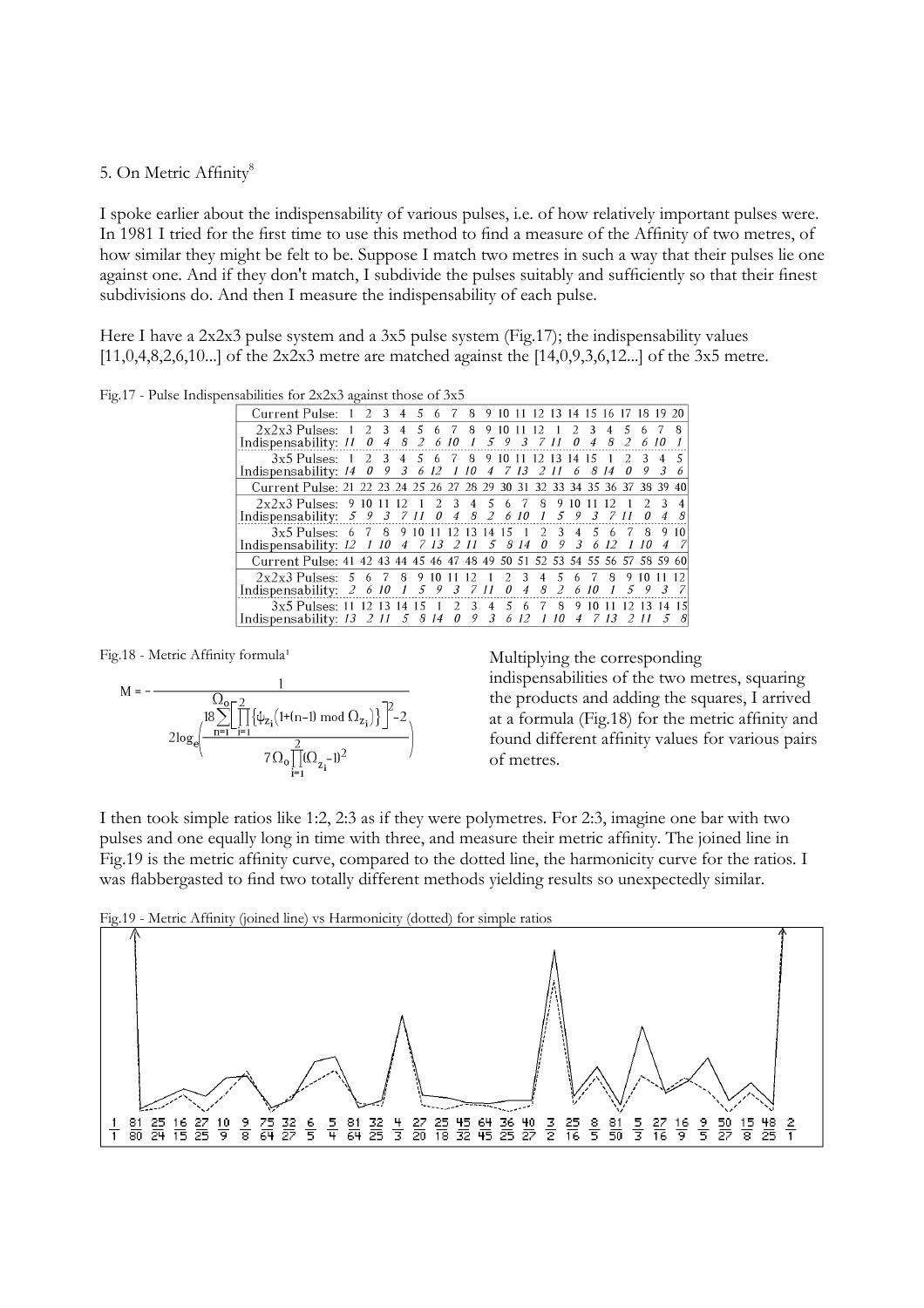5. On Metric Affinity[8]

I spoke earlier about the indispensability of various pulses, i.e. of how relatively important pulses were. In 1981 I tried for the first time to use this method to find a measure of the Affinity of two metres, of how similar they might be felt to be. Suppose I match two metres in such a way that their pulses lie one against one. And if they don't match, I subdivide the pulses suitably and sufficiently so that their finest subdivisions do. And then I measure the indispensability of each pulse.

Here I have a 2x2x3 pulse system and a 3x5 pulse system (Fig.17); the indispensability values [11,0,4,8,2,6,10...] of the 2x2x3 metre are matched against the [14,0,9,3,6,12...] of the 3x5 metre.

Fig.17 - Pulse Indispensabilities for 2x2x3 against those of 3x5

| Current Pulse: | 1 | 2 | 3 | 4 | 5 | 6 | 7 | 8 | 9 | 10 | 11 | 12 | 13 | 14 | 15 | 16 | 17 | 18 | 19 | 20 |
|---|---|---|---|---|---|---|---|---|---|---|---|---|---|---|---|---|---|---|---|---|
| 2x2x3 Pulses: | 1 | 2 | 3 | 4 | 5 | 6 | 7 | 8 | 9 | 10 | 11 | 12 | 1 | 2 | 3 | 4 | 5 | 6 | 7 | 8 |
| Indispensability: | *11* | *0* | *4* | *8* | *2* | *6* | *10* | *1* | *5* | *9* | *3* | *7* | *11* | *0* | *4* | *8* | *2* | *6* | *10* | *1* |
| 3x5 Pulses: | 1 | 2 | 3 | 4 | 5 | 6 | 7 | 8 | 9 | 10 | 11 | 12 | 13 | 14 | 15 | 1 | 2 | 3 | 4 | 5 |
| Indispensability: | *14* | *0* | *9* | *3* | *6* | *12* | *1* | *10* | *4* | *7* | *13* | *2* | *11* | *6* | *8* | *14* | *0* | *9* | *3* | *6* |
| Current Pulse: | 21 | 22 | 23 | 24 | 25 | 26 | 27 | 28 | 29 | 30 | 31 | 32 | 33 | 34 | 35 | 36 | 37 | 38 | 39 | 40 |
| 2x2x3 Pulses: | 9 | 10 | 11 | 12 | 1 | 2 | 3 | 4 | 5 | 6 | 7 | 8 | 9 | 10 | 11 | 12 | 1 | 2 | 3 | 4 |
| Indispensability: | *5* | *9* | *3* | *7* | *11* | *0* | *4* | *8* | *2* | *6* | *10* | *1* | *5* | *9* | *3* | *7* | *11* | *0* | *4* | *8* |
| 3x5 Pulses: | 6 | 7 | 8 | 9 | 10 | 11 | 12 | 13 | 14 | 15 | 1 | 2 | 3 | 4 | 5 | 6 | 7 | 8 | 9 | 10 |
| Indispensability: | *12* | *1* | *10* | *4* | *7* | *13* | *2* | *11* | *5* | *8* | *14* | *0* | *9* | *3* | *6* | *12* | *1* | *10* | *4* | *7* |
| Current Pulse: | 41 | 42 | 43 | 44 | 45 | 46 | 47 | 48 | 49 | 50 | 51 | 52 | 53 | 54 | 55 | 56 | 57 | 58 | 59 | 60 |
| 2x2x3 Pulses: | 5 | 6 | 7 | 8 | 9 | 10 | 11 | 12 | 1 | 2 | 3 | 4 | 5 | 6 | 7 | 8 | 9 | 10 | 11 | 12 |
| Indispensability: | *2* | *6* | *10* | *1* | *5* | *9* | *3* | *7* | *11* | *0* | *4* | *8* | *2* | *6* | *10* | *1* | *5* | *9* | *3* | *7* |
| 3x5 Pulses: | 11 | 12 | 13 | 14 | 15 | 1 | 2 | 3 | 4 | 5 | 6 | 7 | 8 | 9 | 10 | 11 | 12 | 13 | 14 | 15 |
| Indispensability: | *13* | *2* | *11* | *5* | *8* | *14* | *0* | *9* | *3* | *6* | *12* | *1* | *10* | *4* | *7* | *13* | *2* | *11* | *5* | *8* |

Fig.18 - Metric Affinity formula[1]

$$M = -\frac{1}{2\log_e\left(\dfrac{18\sum_{n=1}^{\Omega_o}\left[\prod_{i=1}^{2}\left\{\psi_{z_i}\left(1+(n-1) \bmod \Omega_{z_i}\right)\right\}\right]^2 - 2}{7\Omega_o\prod_{i=1}^{2}(\Omega_{z_i}-1)^2}\right)}$$

Multiplying the corresponding indispensabilities of the two metres, squaring the products and adding the squares, I arrived at a formula (Fig.18) for the metric affinity and found different affinity values for various pairs of metres.

I then took simple ratios like 1:2, 2:3 as if they were polymetres. For 2:3, imagine one bar with two pulses and one equally long in time with three, and measure their metric affinity. The joined line in Fig.19 is the metric affinity curve, compared to the dotted line, the harmonicity curve for the ratios. I was flabbergasted to find two totally different methods yielding results so unexpectedly similar.

Fig.19 - Metric Affinity (joined line) vs Harmonicity (dotted) for simple ratios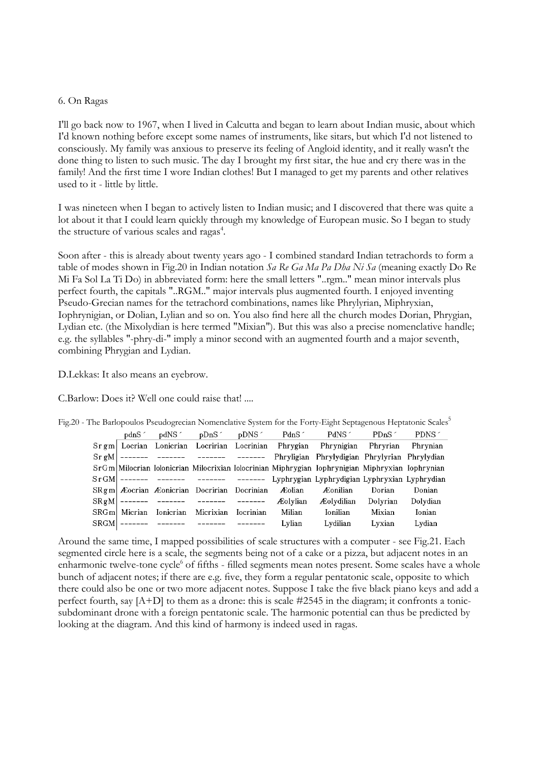6. On Ragas

I'll go back now to 1967, when I lived in Calcutta and began to learn about Indian music, about which I'd known nothing before except some names of instruments, like sitars, but which I'd not listened to consciously. My family was anxious to preserve its feeling of Angloid identity, and it really wasn't the done thing to listen to such music. The day I brought my first sitar, the hue and cry there was in the family! And the first time I wore Indian clothes! But I managed to get my parents and other relatives used to it - little by little.

I was nineteen when I began to actively listen to Indian music; and I discovered that there was quite a lot about it that I could learn quickly through my knowledge of European music. So I began to study the structure of various scales and ragas[4].

Soon after - this is already about twenty years ago - I combined standard Indian tetrachords to form a table of modes shown in Fig.20 in Indian notation *Sa Re Ga Ma Pa Dha Ni Sa* (meaning exactly Do Re Mi Fa Sol La Ti Do) in abbreviated form: here the small letters "..rgm.." mean minor intervals plus perfect fourth, the capitals "..RGM.." major intervals plus augmented fourth. I enjoyed inventing Pseudo-Grecian names for the tetrachord combinations, names like Phrylyrian, Miphryxian, Iophrynigian, or Dolian, Lylian and so on. You also find here all the church modes Dorian, Phrygian, Lydian etc. (the Mixolydian is here termed "Mixian"). But this was also a precise nomenclative handle; e.g. the syllables "-phry-di-" imply a minor second with an augmented fourth and a major seventh, combining Phrygian and Lydian.

D.Lekkas: It also means an eyebrow.

C.Barlow: Does it? Well one could raise that! ....

Fig.20 - The Barlopoulos Pseudogrecian Nomenclative System for the Forty-Eight Septagenous Heptatonic Scales[5]

| | pdnS´ | pdNS´ | pDnS´ | pDNS´ | PdnS´ | PdNS´ | PDnS´ | PDNS´ |
|---|---|---|---|---|---|---|---|---|
| Srgm | Locrian | Lonicrian | Locririan | Locrinian | Phrygian | Phrynigian | Phryrian | Phrynian |
| SrgM | ------- | ------- | ------- | ------- | Phryligian | Phrylydigian | Phrylyrian | Phrylydian |
| SrGm | Milocrian | Iolonicrian | Milocrixian | Iolocrinian | Miphrygian | Iophrynigian | Miphryxian | Iophrynian |
| SrGM | ------- | ------- | ------- | ------- | Lyphrygian | Lyphrydigian | Lyphryxian | Lyphrydian |
| SRgm | Æocrian | Æonicrian | Docririan | Docrinian | Æolian | Æonilian | Dorian | Donian |
| SRgM | ------- | ------- | ------- | ------- | Æolylian | Æolydilian | Dolyrian | Dolydian |
| SRGm | Micrian | Ionicrian | Micrixian | Iocrinian | Milian | Ionilian | Mixian | Ionian |
| SRGM | ------- | ------- | ------- | ------- | Lylian | Lydilian | Lyxian | Lydian |

Around the same time, I mapped possibilities of scale structures with a computer - see Fig.21. Each segmented circle here is a scale, the segments being not of a cake or a pizza, but adjacent notes in an enharmonic twelve-tone cycle[6] of fifths - filled segments mean notes present. Some scales have a whole bunch of adjacent notes; if there are e.g. five, they form a regular pentatonic scale, opposite to which there could also be one or two more adjacent notes. Suppose I take the five black piano keys and add a perfect fourth, say [A+D] to them as a drone: this is scale #2545 in the diagram; it confronts a tonic-subdominant drone with a foreign pentatonic scale. The harmonic potential can thus be predicted by looking at the diagram. And this kind of harmony is indeed used in ragas.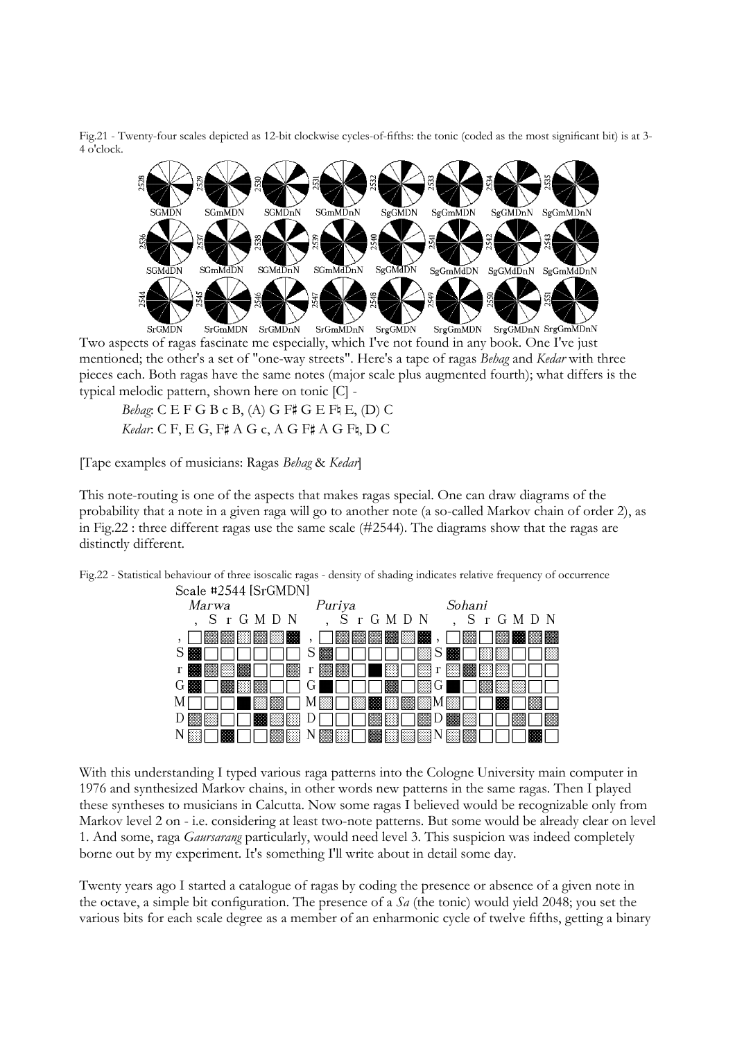Fig.21 - Twenty-four scales depicted as 12-bit clockwise cycles-of-fifths: the tonic (coded as the most significant bit) is at 3-4 o'clock.

| 2528 | 2529 | 2530 | 2531 | 2532 | 2533 | 2534 | 2535 |
|---|---|---|---|---|---|---|---|
| SGMDN | SGmMDN | SGMDnN | SGmMDnN | SgGMDN | SgGmMDN | SgGMDnN | SgGmMDnN |
| **2536** | **2537** | **2538** | **2539** | **2540** | **2541** | **2542** | **2543** |
| SGMdDN | SGmMdDN | SGMdDnN | SGmMdDnN | SgGMdDN | SgGmMdDN | SgGMdDnN | SgGmMdDnN |
| **2544** | **2545** | **2546** | **2547** | **2548** | **2549** | **2550** | **2551** |
| SrGMDN | SrGmMDN | SrGMDnN | SrGmMDnN | SrgGMDN | SrgGmMDN | SrgGMDnN | SrgGmMDnN |

Two aspects of ragas fascinate me especially, which I've not found in any book. One I've just mentioned; the other's a set of "one-way streets". Here's a tape of ragas *Behag* and *Kedar* with three pieces each. Both ragas have the same notes (major scale plus augmented fourth); what differs is the typical melodic pattern, shown here on tonic [C] -

> *Behag*: C E F G B c B, (A) G F♯ G E F♮ E, (D) C
>
> *Kedar*: C F, E G, F♯ A G c, A G F♯ A G F♮, D C

[Tape examples of musicians: Ragas *Behag* & *Kedar*]

This note-routing is one of the aspects that makes ragas special. One can draw diagrams of the probability that a note in a given raga will go to another note (a so-called Markov chain of order 2), as in Fig.22 : three different ragas use the same scale (#2544). The diagrams show that the ragas are distinctly different.

Fig.22 - Statistical behaviour of three isoscalic ragas - density of shading indicates relative frequency of occurrence

Scale #2544 [SrGMDN]

*Marwa* | *Puriya* | *Sohani*

With this understanding I typed various raga patterns into the Cologne University main computer in 1976 and synthesized Markov chains, in other words new patterns in the same ragas. Then I played these syntheses to musicians in Calcutta. Now some ragas I believed would be recognizable only from Markov level 2 on - i.e. considering at least two-note patterns. But some would be already clear on level 1. And some, raga *Gaursarang* particularly, would need level 3. This suspicion was indeed completely borne out by my experiment. It's something I'll write about in detail some day.

Twenty years ago I started a catalogue of ragas by coding the presence or absence of a given note in the octave, a simple bit configuration. The presence of a *Sa* (the tonic) would yield 2048; you set the various bits for each scale degree as a member of an enharmonic cycle of twelve fifths, getting a binary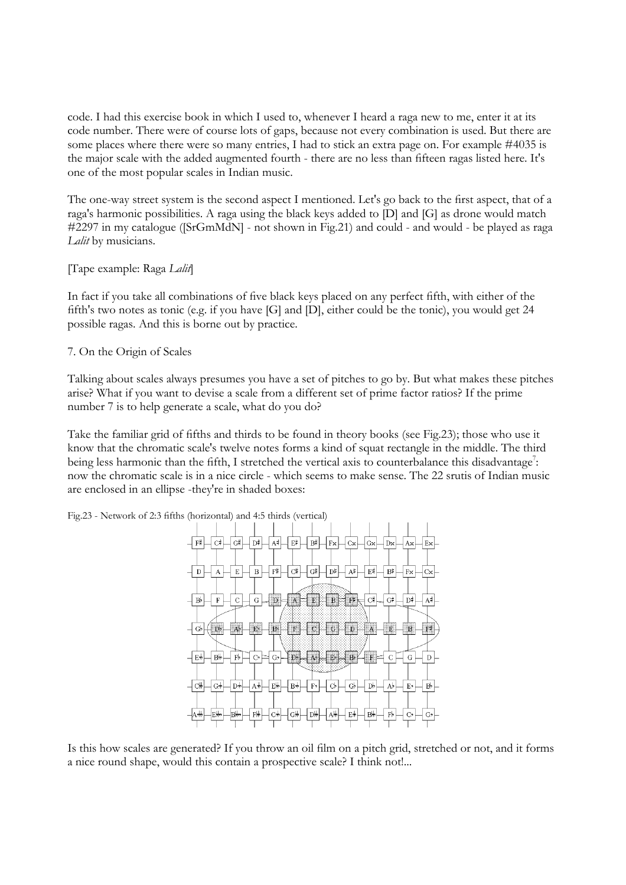code. I had this exercise book in which I used to, whenever I heard a raga new to me, enter it at its code number. There were of course lots of gaps, because not every combination is used. But there are some places where there were so many entries, I had to stick an extra page on. For example #4035 is the major scale with the added augmented fourth - there are no less than fifteen ragas listed here. It's one of the most popular scales in Indian music.

The one-way street system is the second aspect I mentioned. Let's go back to the first aspect, that of a raga's harmonic possibilities. A raga using the black keys added to [D] and [G] as drone would match #2297 in my catalogue ([SrGmMdN] - not shown in Fig.21) and could - and would - be played as raga *Lalit* by musicians.

[Tape example: Raga *Lalit*]

In fact if you take all combinations of five black keys placed on any perfect fifth, with either of the fifth's two notes as tonic (e.g. if you have [G] and [D], either could be the tonic), you would get 24 possible ragas. And this is borne out by practice.

## 7. On the Origin of Scales

Talking about scales always presumes you have a set of pitches to go by. But what makes these pitches arise? What if you want to devise a scale from a different set of prime factor ratios? If the prime number 7 is to help generate a scale, what do you do?

Take the familiar grid of fifths and thirds to be found in theory books (see Fig.23); those who use it know that the chromatic scale's twelve notes forms a kind of squat rectangle in the middle. The third being less harmonic than the fifth, I stretched the vertical axis to counterbalance this disadvantage[7]: now the chromatic scale is in a nice circle - which seems to make sense. The 22 srutis of Indian music are enclosed in an ellipse -they're in shaded boxes:

Fig.23 - Network of 2:3 fifths (horizontal) and 4:5 thirds (vertical)

Is this how scales are generated? If you throw an oil film on a pitch grid, stretched or not, and it forms a nice round shape, would this contain a prospective scale? I think not!...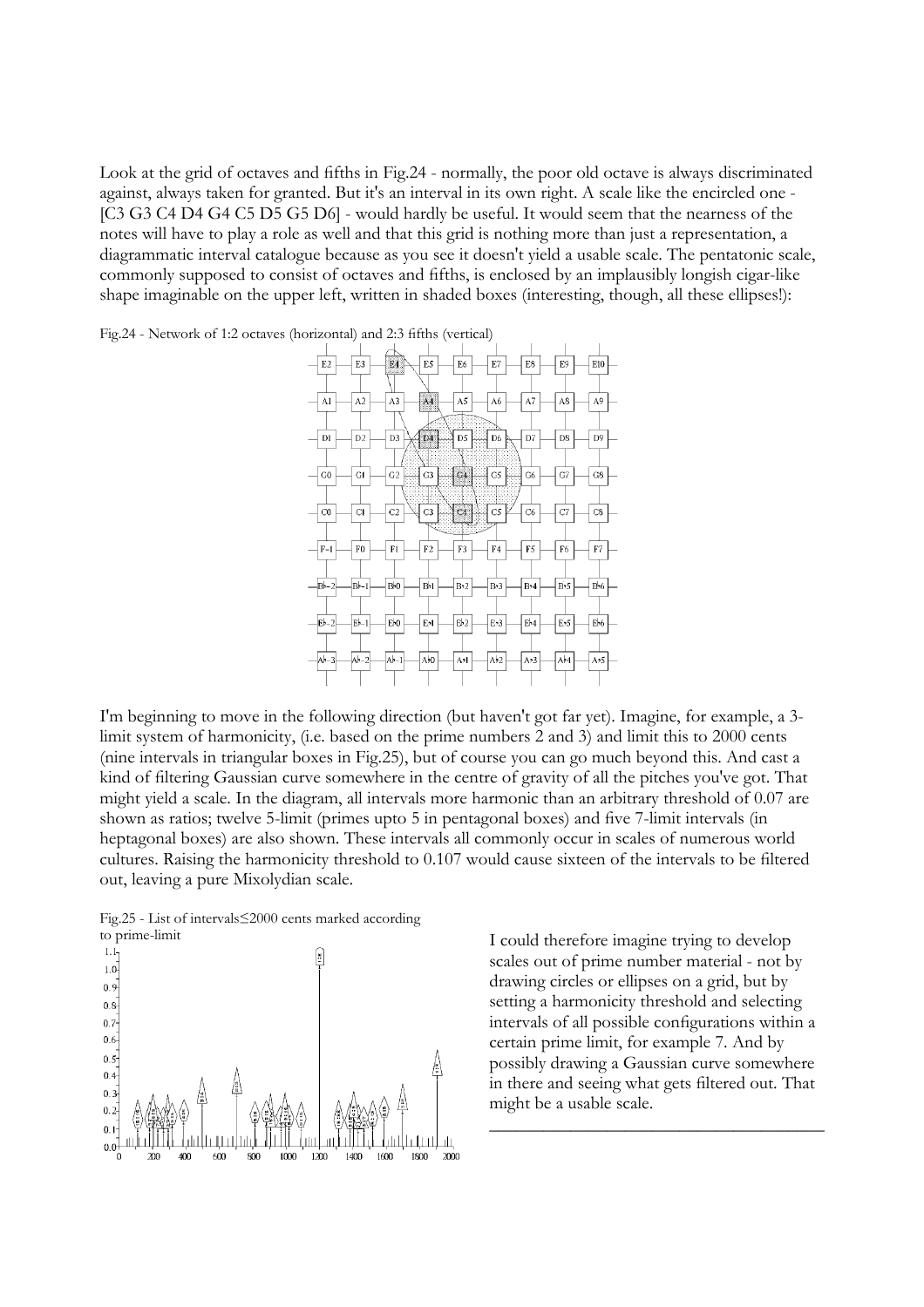Look at the grid of octaves and fifths in Fig.24 - normally, the poor old octave is always discriminated against, always taken for granted. But it's an interval in its own right. A scale like the encircled one - [C3 G3 C4 D4 G4 C5 D5 G5 D6] - would hardly be useful. It would seem that the nearness of the notes will have to play a role as well and that this grid is nothing more than just a representation, a diagrammatic interval catalogue because as you see it doesn't yield a usable scale. The pentatonic scale, commonly supposed to consist of octaves and fifths, is enclosed by an implausibly longish cigar-like shape imaginable on the upper left, written in shaded boxes (interesting, though, all these ellipses!):

Fig.24 - Network of 1:2 octaves (horizontal) and 2:3 fifths (vertical)

I'm beginning to move in the following direction (but haven't got far yet). Imagine, for example, a 3-limit system of harmonicity, (i.e. based on the prime numbers 2 and 3) and limit this to 2000 cents (nine intervals in triangular boxes in Fig.25), but of course you can go much beyond this. And cast a kind of filtering Gaussian curve somewhere in the centre of gravity of all the pitches you've got. That might yield a scale. In the diagram, all intervals more harmonic than an arbitrary threshold of 0.07 are shown as ratios; twelve 5-limit (primes upto 5 in pentagonal boxes) and five 7-limit intervals (in heptagonal boxes) are also shown. These intervals all commonly occur in scales of numerous world cultures. Raising the harmonicity threshold to 0.107 would cause sixteen of the intervals to be filtered out, leaving a pure Mixolydian scale.

Fig.25 - List of intervals≤2000 cents marked according to prime-limit

I could therefore imagine trying to develop scales out of prime number material - not by drawing circles or ellipses on a grid, but by setting a harmonicity threshold and selecting intervals of all possible configurations within a certain prime limit, for example 7. And by possibly drawing a Gaussian curve somewhere in there and seeing what gets filtered out. That might be a usable scale.

---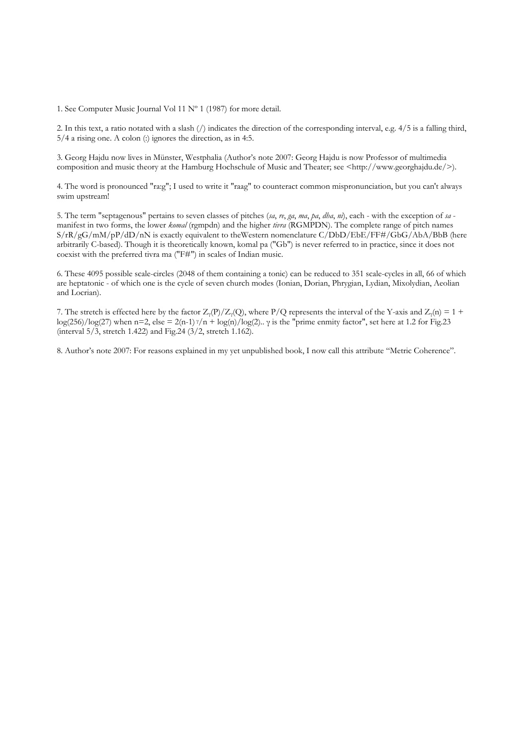1. See Computer Music Journal Vol 11 Nº 1 (1987) for more detail.

2. In this text, a ratio notated with a slash (/) indicates the direction of the corresponding interval, e.g. 4/5 is a falling third, 5/4 a rising one. A colon (:) ignores the direction, as in 4:5.

3. Georg Hajdu now lives in Münster, Westphalia (Author's note 2007: Georg Hajdu is now Professor of multimedia composition and music theory at the Hamburg Hochschule of Music and Theater; see <http://www.georghajdu.de/>).

4. The word is pronounced "ra:g"; I used to write it "raag" to counteract common mispronunciation, but you can't always swim upstream!

5. The term "septagenous" pertains to seven classes of pitches (*sa*, *re*, *ga*, *ma*, *pa*, *dha*, *ni*), each - with the exception of *sa* - manifest in two forms, the lower *komal* (rgmpdn) and the higher *tivra* (RGMPDN). The complete range of pitch names S/rR/gG/mM/pP/dD/nN is exactly equivalent to theWestern nomenclature C/DbD/EbE/FF#/GbG/AbA/BbB (here arbitrarily C-based). Though it is theoretically known, komal pa ("Gb") is never referred to in practice, since it does not coexist with the preferred tivra ma ("F#") in scales of Indian music.

6. These 4095 possible scale-circles (2048 of them containing a tonic) can be reduced to 351 scale-cycles in all, 66 of which are heptatonic - of which one is the cycle of seven church modes (Ionian, Dorian, Phrygian, Lydian, Mixolydian, Aeolian and Locrian).

7. The stretch is effected here by the factor $Z_\gamma(P)/Z_\gamma(Q)$, where P/Q represents the interval of the Y-axis and $Z_\gamma(n) = 1 + \log(256)/\log(27)$ when n=2, else $= 2(n-1)^\gamma/n + \log(n)/\log(2)$.. γ is the "prime enmity factor", set here at 1.2 for Fig.23 (interval 5/3, stretch 1.422) and Fig.24 (3/2, stretch 1.162).

8. Author's note 2007: For reasons explained in my yet unpublished book, I now call this attribute "Metric Coherence".